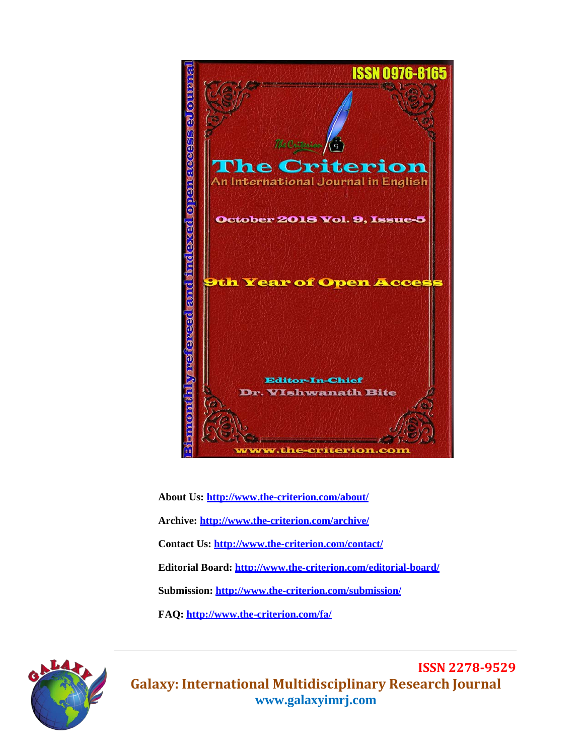ISSN 0976-8165

Bi-monthly refereed and indexed open access eJournal

# The Criterion

An International Journal in English

October 2018 Vol. 9, Issue-5

9th Year of Open Access

Editor-In-Chief

Dr. Vishwanath Bite

www.the-criterion.com

**About Us:** http://www.the-criterion.com/about/

**Archive:** http://www.the-criterion.com/archive/

**Contact Us:** http://www.the-criterion.com/contact/

**Editorial Board:** http://www.the-criterion.com/editorial-board/

**Submission:** http://www.the-criterion.com/submission/

**FAQ:** http://www.the-criterion.com/fa/

---

GALAXY

**ISSN 2278-9529**

**Galaxy: International Multidisciplinary Research Journal**

**www.galaxyimrj.com**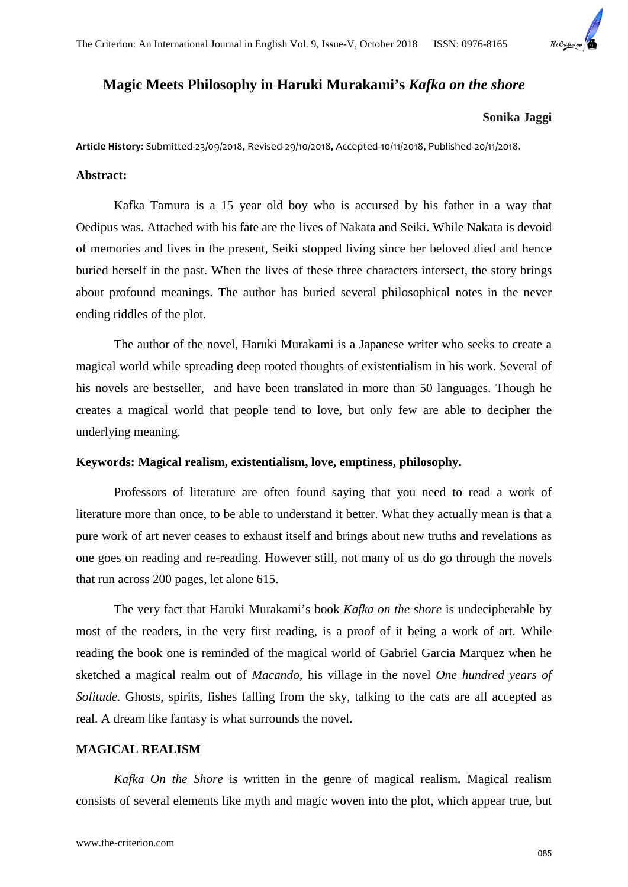# Magic Meets Philosophy in Haruki Murakami's *Kafka on the shore*

**Sonika Jaggi**

**Article History**: Submitted-23/09/2018, Revised-29/10/2018, Accepted-10/11/2018, Published-20/11/2018.

**Abstract:**

Kafka Tamura is a 15 year old boy who is accursed by his father in a way that Oedipus was. Attached with his fate are the lives of Nakata and Seiki. While Nakata is devoid of memories and lives in the present, Seiki stopped living since her beloved died and hence buried herself in the past. When the lives of these three characters intersect, the story brings about profound meanings. The author has buried several philosophical notes in the never ending riddles of the plot.

The author of the novel, Haruki Murakami is a Japanese writer who seeks to create a magical world while spreading deep rooted thoughts of existentialism in his work. Several of his novels are bestseller, and have been translated in more than 50 languages. Though he creates a magical world that people tend to love, but only few are able to decipher the underlying meaning.

**Keywords: Magical realism, existentialism, love, emptiness, philosophy.**

Professors of literature are often found saying that you need to read a work of literature more than once, to be able to understand it better. What they actually mean is that a pure work of art never ceases to exhaust itself and brings about new truths and revelations as one goes on reading and re-reading. However still, not many of us do go through the novels that run across 200 pages, let alone 615.

The very fact that Haruki Murakami's book *Kafka on the shore* is undecipherable by most of the readers, in the very first reading, is a proof of it being a work of art. While reading the book one is reminded of the magical world of Gabriel Garcia Marquez when he sketched a magical realm out of *Macando*, his village in the novel *One hundred years of Solitude.* Ghosts, spirits, fishes falling from the sky, talking to the cats are all accepted as real. A dream like fantasy is what surrounds the novel.

## MAGICAL REALISM

*Kafka On the Shore* is written in the genre of magical realism**.** Magical realism consists of several elements like myth and magic woven into the plot, which appear true, but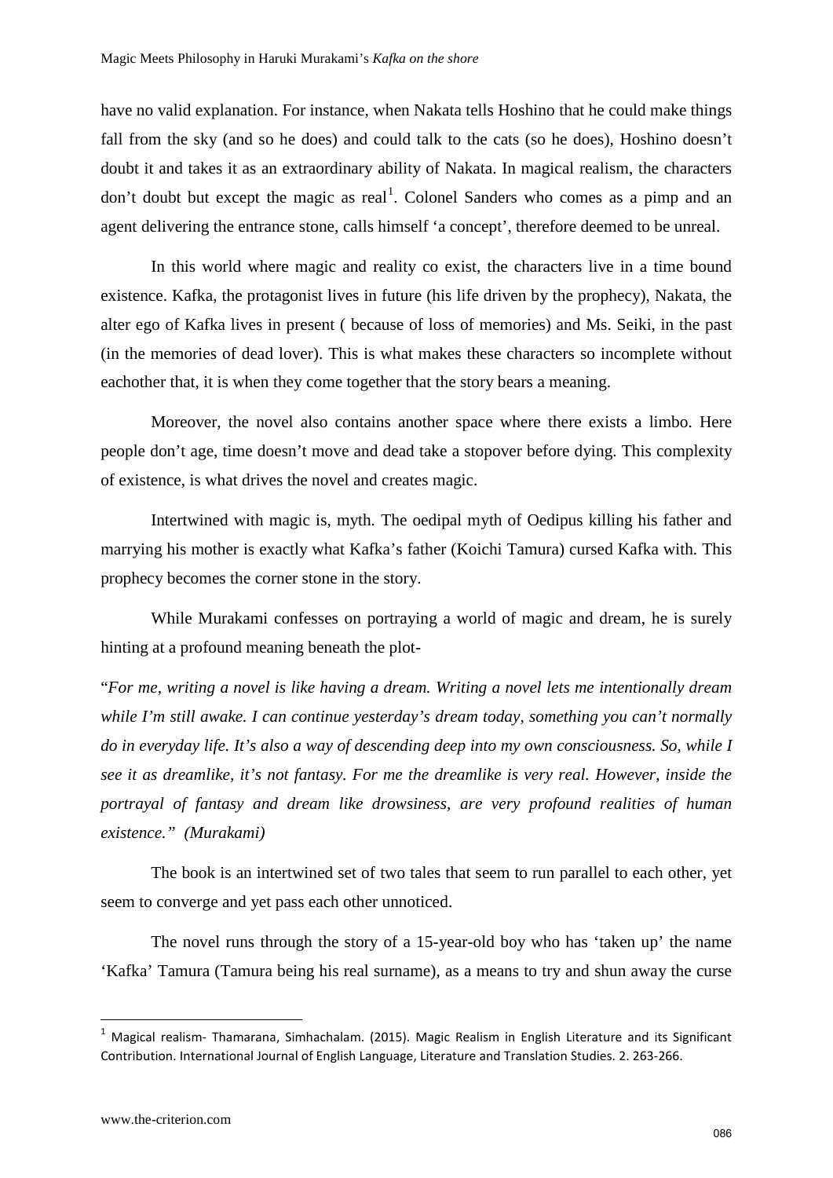have no valid explanation. For instance, when Nakata tells Hoshino that he could make things fall from the sky (and so he does) and could talk to the cats (so he does), Hoshino doesn't doubt it and takes it as an extraordinary ability of Nakata. In magical realism, the characters don't doubt but except the magic as real[1]. Colonel Sanders who comes as a pimp and an agent delivering the entrance stone, calls himself 'a concept', therefore deemed to be unreal.

In this world where magic and reality co exist, the characters live in a time bound existence. Kafka, the protagonist lives in future (his life driven by the prophecy), Nakata, the alter ego of Kafka lives in present ( because of loss of memories) and Ms. Seiki, in the past (in the memories of dead lover). This is what makes these characters so incomplete without eachother that, it is when they come together that the story bears a meaning.

Moreover, the novel also contains another space where there exists a limbo. Here people don't age, time doesn't move and dead take a stopover before dying. This complexity of existence, is what drives the novel and creates magic.

Intertwined with magic is, myth. The oedipal myth of Oedipus killing his father and marrying his mother is exactly what Kafka's father (Koichi Tamura) cursed Kafka with. This prophecy becomes the corner stone in the story.

While Murakami confesses on portraying a world of magic and dream, he is surely hinting at a profound meaning beneath the plot-

"*For me, writing a novel is like having a dream. Writing a novel lets me intentionally dream while I'm still awake. I can continue yesterday's dream today, something you can't normally do in everyday life. It's also a way of descending deep into my own consciousness. So, while I see it as dreamlike, it's not fantasy. For me the dreamlike is very real. However, inside the portrayal of fantasy and dream like drowsiness, are very profound realities of human existence." (Murakami)*

The book is an intertwined set of two tales that seem to run parallel to each other, yet seem to converge and yet pass each other unnoticed.

The novel runs through the story of a 15-year-old boy who has 'taken up' the name 'Kafka' Tamura (Tamura being his real surname), as a means to try and shun away the curse

---

[1] Magical realism- Thamarana, Simhachalam. (2015). Magic Realism in English Literature and its Significant Contribution. International Journal of English Language, Literature and Translation Studies. 2. 263-266.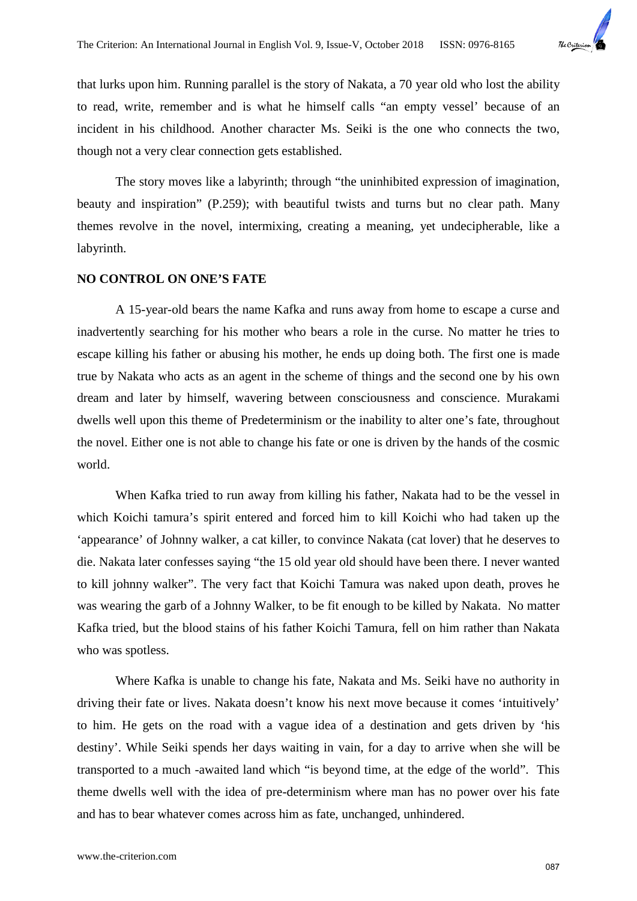that lurks upon him. Running parallel is the story of Nakata, a 70 year old who lost the ability to read, write, remember and is what he himself calls "an empty vessel' because of an incident in his childhood. Another character Ms. Seiki is the one who connects the two, though not a very clear connection gets established.

The story moves like a labyrinth; through "the uninhibited expression of imagination, beauty and inspiration" (P.259); with beautiful twists and turns but no clear path. Many themes revolve in the novel, intermixing, creating a meaning, yet undecipherable, like a labyrinth.

**NO CONTROL ON ONE'S FATE**

A 15-year-old bears the name Kafka and runs away from home to escape a curse and inadvertently searching for his mother who bears a role in the curse. No matter he tries to escape killing his father or abusing his mother, he ends up doing both. The first one is made true by Nakata who acts as an agent in the scheme of things and the second one by his own dream and later by himself, wavering between consciousness and conscience. Murakami dwells well upon this theme of Predeterminism or the inability to alter one's fate, throughout the novel. Either one is not able to change his fate or one is driven by the hands of the cosmic world.

When Kafka tried to run away from killing his father, Nakata had to be the vessel in which Koichi tamura's spirit entered and forced him to kill Koichi who had taken up the 'appearance' of Johnny walker, a cat killer, to convince Nakata (cat lover) that he deserves to die. Nakata later confesses saying "the 15 old year old should have been there. I never wanted to kill johnny walker". The very fact that Koichi Tamura was naked upon death, proves he was wearing the garb of a Johnny Walker, to be fit enough to be killed by Nakata. No matter Kafka tried, but the blood stains of his father Koichi Tamura, fell on him rather than Nakata who was spotless.

Where Kafka is unable to change his fate, Nakata and Ms. Seiki have no authority in driving their fate or lives. Nakata doesn't know his next move because it comes 'intuitively' to him. He gets on the road with a vague idea of a destination and gets driven by 'his destiny'. While Seiki spends her days waiting in vain, for a day to arrive when she will be transported to a much -awaited land which "is beyond time, at the edge of the world". This theme dwells well with the idea of pre-determinism where man has no power over his fate and has to bear whatever comes across him as fate, unchanged, unhindered.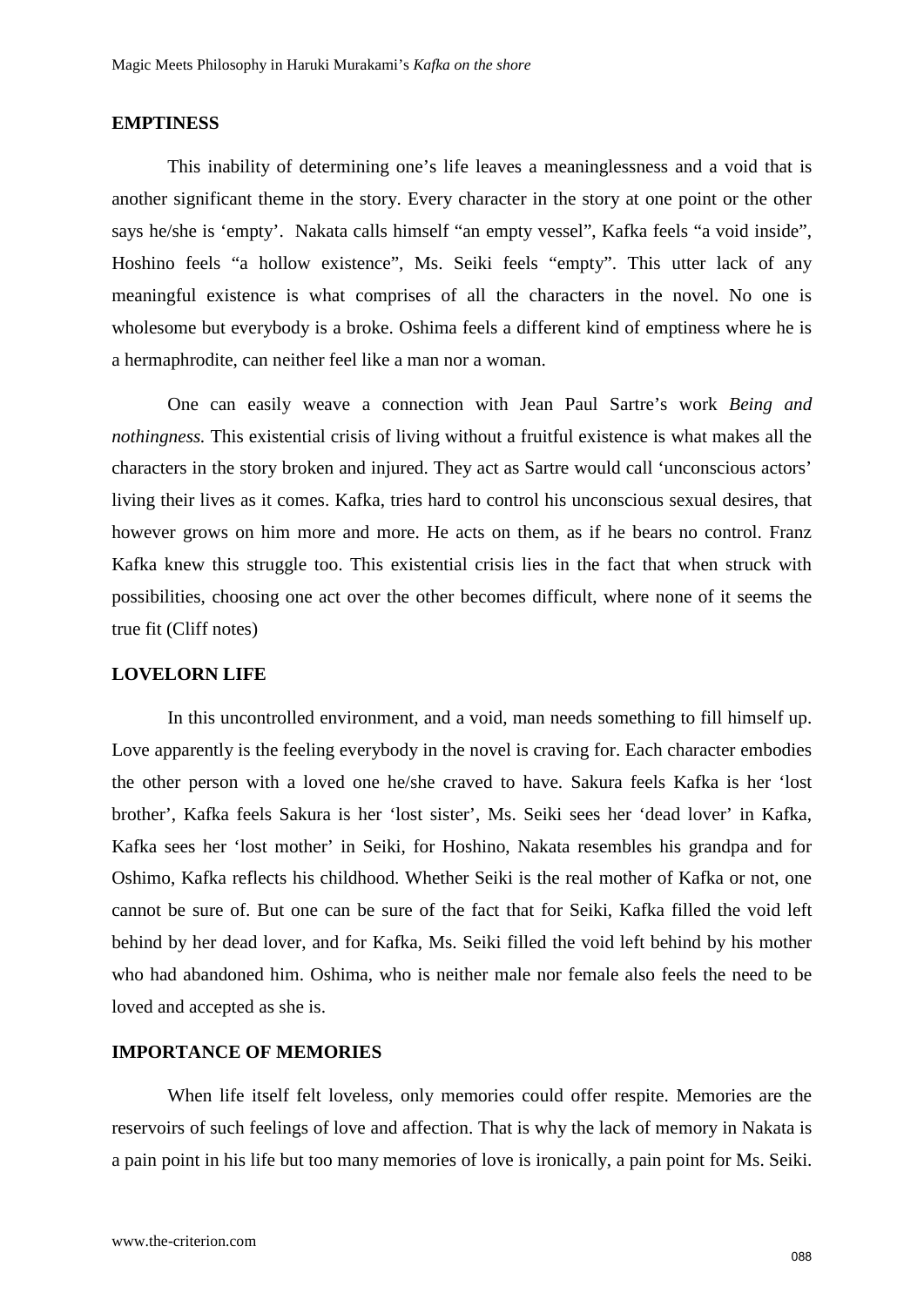## EMPTINESS

This inability of determining one's life leaves a meaninglessness and a void that is another significant theme in the story. Every character in the story at one point or the other says he/she is 'empty'. Nakata calls himself "an empty vessel", Kafka feels "a void inside", Hoshino feels "a hollow existence", Ms. Seiki feels "empty". This utter lack of any meaningful existence is what comprises of all the characters in the novel. No one is wholesome but everybody is a broke. Oshima feels a different kind of emptiness where he is a hermaphrodite, can neither feel like a man nor a woman.

One can easily weave a connection with Jean Paul Sartre's work *Being and nothingness.* This existential crisis of living without a fruitful existence is what makes all the characters in the story broken and injured. They act as Sartre would call 'unconscious actors' living their lives as it comes. Kafka, tries hard to control his unconscious sexual desires, that however grows on him more and more. He acts on them, as if he bears no control. Franz Kafka knew this struggle too. This existential crisis lies in the fact that when struck with possibilities, choosing one act over the other becomes difficult, where none of it seems the true fit (Cliff notes)

## LOVELORN LIFE

In this uncontrolled environment, and a void, man needs something to fill himself up. Love apparently is the feeling everybody in the novel is craving for. Each character embodies the other person with a loved one he/she craved to have. Sakura feels Kafka is her 'lost brother', Kafka feels Sakura is her 'lost sister', Ms. Seiki sees her 'dead lover' in Kafka, Kafka sees her 'lost mother' in Seiki, for Hoshino, Nakata resembles his grandpa and for Oshimo, Kafka reflects his childhood. Whether Seiki is the real mother of Kafka or not, one cannot be sure of. But one can be sure of the fact that for Seiki, Kafka filled the void left behind by her dead lover, and for Kafka, Ms. Seiki filled the void left behind by his mother who had abandoned him. Oshima, who is neither male nor female also feels the need to be loved and accepted as she is.

## IMPORTANCE OF MEMORIES

When life itself felt loveless, only memories could offer respite. Memories are the reservoirs of such feelings of love and affection. That is why the lack of memory in Nakata is a pain point in his life but too many memories of love is ironically, a pain point for Ms. Seiki.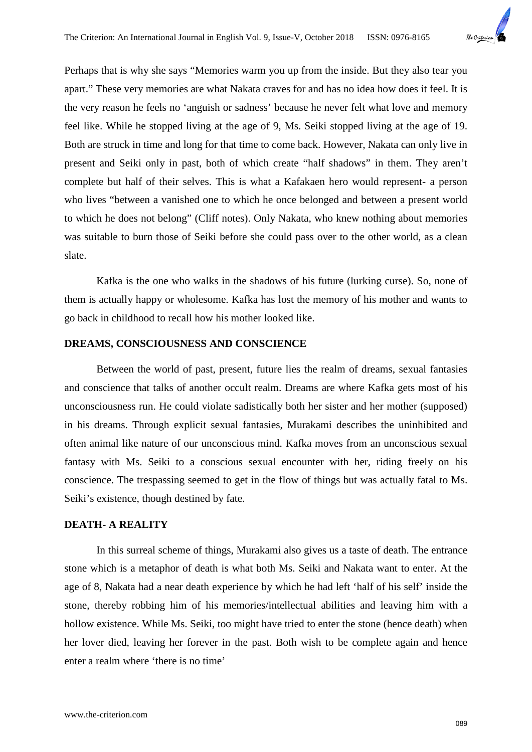Perhaps that is why she says "Memories warm you up from the inside. But they also tear you apart." These very memories are what Nakata craves for and has no idea how does it feel. It is the very reason he feels no 'anguish or sadness' because he never felt what love and memory feel like. While he stopped living at the age of 9, Ms. Seiki stopped living at the age of 19. Both are struck in time and long for that time to come back. However, Nakata can only live in present and Seiki only in past, both of which create "half shadows" in them. They aren't complete but half of their selves. This is what a Kafakaen hero would represent- a person who lives "between a vanished one to which he once belonged and between a present world to which he does not belong" (Cliff notes). Only Nakata, who knew nothing about memories was suitable to burn those of Seiki before she could pass over to the other world, as a clean slate.

Kafka is the one who walks in the shadows of his future (lurking curse). So, none of them is actually happy or wholesome. Kafka has lost the memory of his mother and wants to go back in childhood to recall how his mother looked like.

## DREAMS, CONSCIOUSNESS AND CONSCIENCE

Between the world of past, present, future lies the realm of dreams, sexual fantasies and conscience that talks of another occult realm. Dreams are where Kafka gets most of his unconsciousness run. He could violate sadistically both her sister and her mother (supposed) in his dreams. Through explicit sexual fantasies, Murakami describes the uninhibited and often animal like nature of our unconscious mind. Kafka moves from an unconscious sexual fantasy with Ms. Seiki to a conscious sexual encounter with her, riding freely on his conscience. The trespassing seemed to get in the flow of things but was actually fatal to Ms. Seiki's existence, though destined by fate.

## DEATH- A REALITY

In this surreal scheme of things, Murakami also gives us a taste of death. The entrance stone which is a metaphor of death is what both Ms. Seiki and Nakata want to enter. At the age of 8, Nakata had a near death experience by which he had left 'half of his self' inside the stone, thereby robbing him of his memories/intellectual abilities and leaving him with a hollow existence. While Ms. Seiki, too might have tried to enter the stone (hence death) when her lover died, leaving her forever in the past. Both wish to be complete again and hence enter a realm where 'there is no time'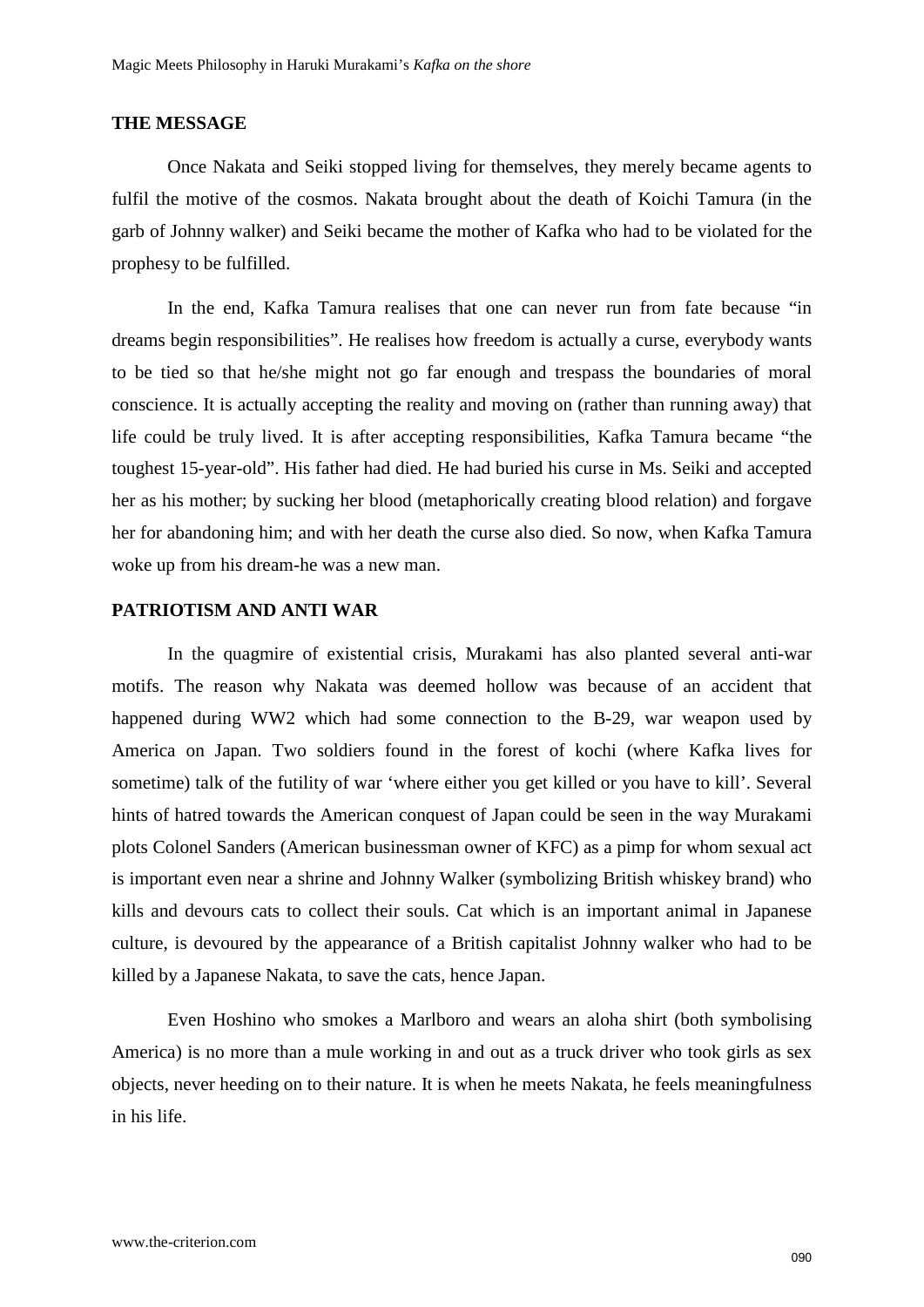## THE MESSAGE

Once Nakata and Seiki stopped living for themselves, they merely became agents to fulfil the motive of the cosmos. Nakata brought about the death of Koichi Tamura (in the garb of Johnny walker) and Seiki became the mother of Kafka who had to be violated for the prophesy to be fulfilled.

In the end, Kafka Tamura realises that one can never run from fate because "in dreams begin responsibilities". He realises how freedom is actually a curse, everybody wants to be tied so that he/she might not go far enough and trespass the boundaries of moral conscience. It is actually accepting the reality and moving on (rather than running away) that life could be truly lived. It is after accepting responsibilities, Kafka Tamura became "the toughest 15-year-old". His father had died. He had buried his curse in Ms. Seiki and accepted her as his mother; by sucking her blood (metaphorically creating blood relation) and forgave her for abandoning him; and with her death the curse also died. So now, when Kafka Tamura woke up from his dream-he was a new man.

## PATRIOTISM AND ANTI WAR

In the quagmire of existential crisis, Murakami has also planted several anti-war motifs. The reason why Nakata was deemed hollow was because of an accident that happened during WW2 which had some connection to the B-29, war weapon used by America on Japan. Two soldiers found in the forest of kochi (where Kafka lives for sometime) talk of the futility of war 'where either you get killed or you have to kill'. Several hints of hatred towards the American conquest of Japan could be seen in the way Murakami plots Colonel Sanders (American businessman owner of KFC) as a pimp for whom sexual act is important even near a shrine and Johnny Walker (symbolizing British whiskey brand) who kills and devours cats to collect their souls. Cat which is an important animal in Japanese culture, is devoured by the appearance of a British capitalist Johnny walker who had to be killed by a Japanese Nakata, to save the cats, hence Japan.

Even Hoshino who smokes a Marlboro and wears an aloha shirt (both symbolising America) is no more than a mule working in and out as a truck driver who took girls as sex objects, never heeding on to their nature. It is when he meets Nakata, he feels meaningfulness in his life.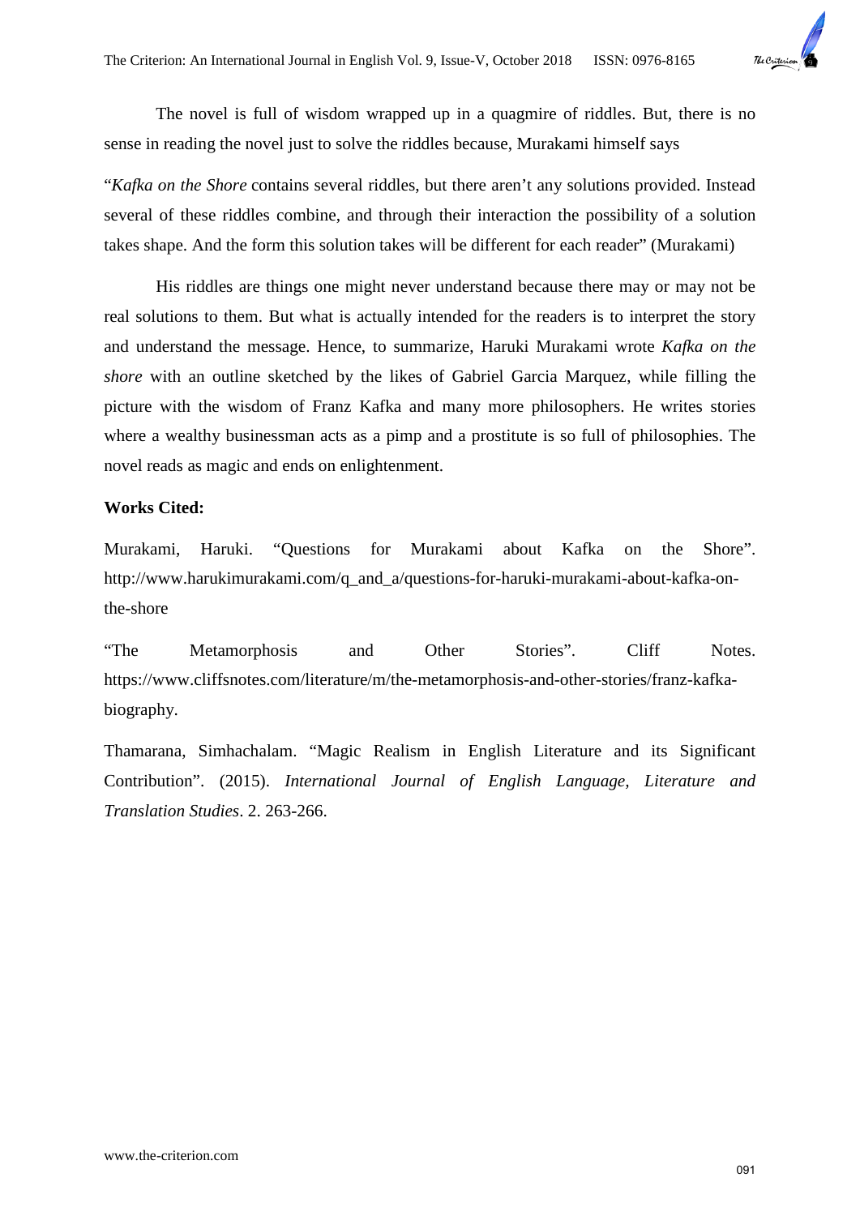The novel is full of wisdom wrapped up in a quagmire of riddles. But, there is no sense in reading the novel just to solve the riddles because, Murakami himself says

"*Kafka on the Shore* contains several riddles, but there aren't any solutions provided. Instead several of these riddles combine, and through their interaction the possibility of a solution takes shape. And the form this solution takes will be different for each reader" (Murakami)

His riddles are things one might never understand because there may or may not be real solutions to them. But what is actually intended for the readers is to interpret the story and understand the message. Hence, to summarize, Haruki Murakami wrote *Kafka on the shore* with an outline sketched by the likes of Gabriel Garcia Marquez, while filling the picture with the wisdom of Franz Kafka and many more philosophers. He writes stories where a wealthy businessman acts as a pimp and a prostitute is so full of philosophies. The novel reads as magic and ends on enlightenment.

**Works Cited:**

Murakami, Haruki. "Questions for Murakami about Kafka on the Shore". http://www.harukimurakami.com/q_and_a/questions-for-haruki-murakami-about-kafka-on-the-shore

"The Metamorphosis and Other Stories". Cliff Notes. https://www.cliffsnotes.com/literature/m/the-metamorphosis-and-other-stories/franz-kafka-biography.

Thamarana, Simhachalam. "Magic Realism in English Literature and its Significant Contribution". (2015). *International Journal of English Language, Literature and Translation Studies*. 2. 263-266.